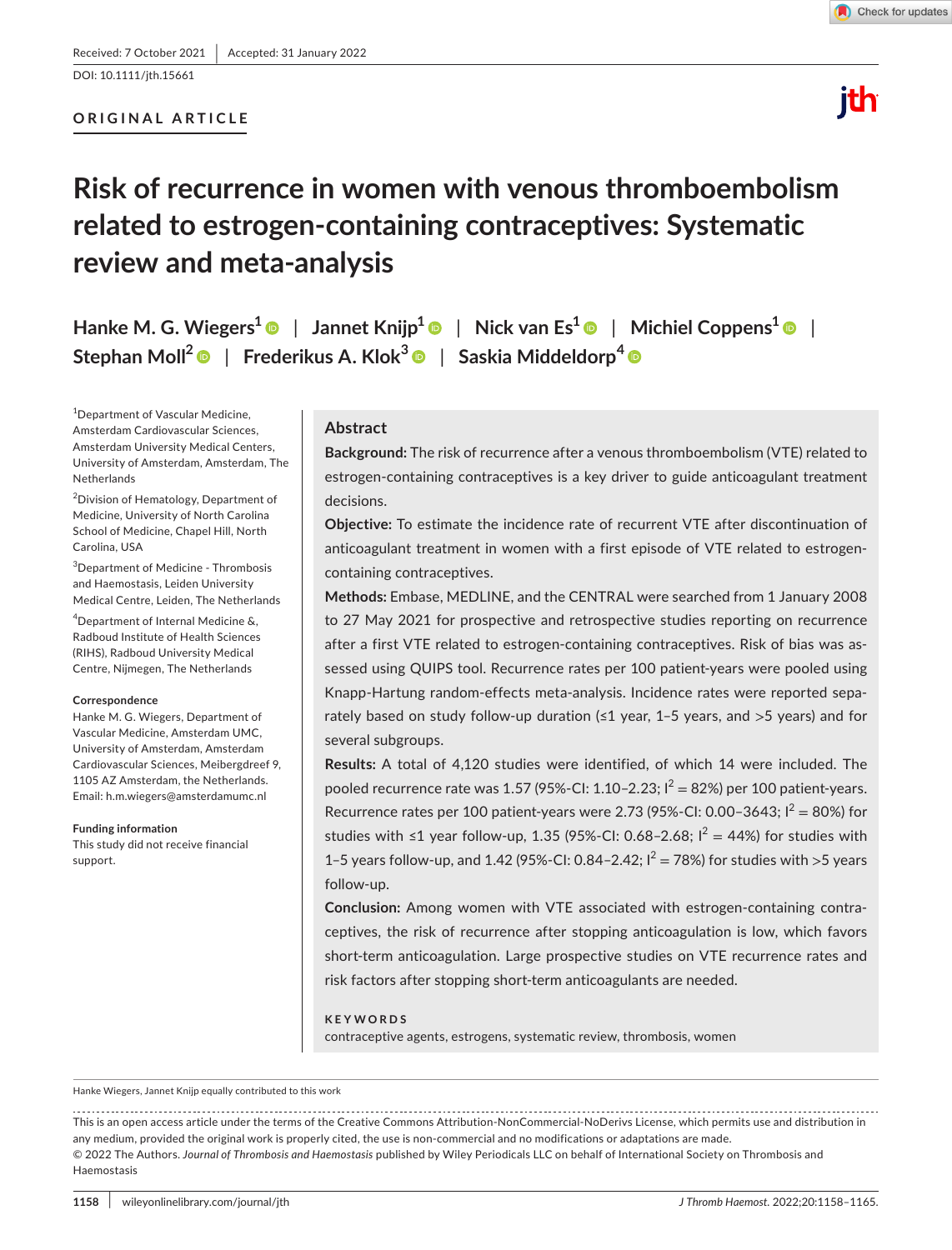Received: 7 October 2021 | Accepted: 31 January 2022

DOI: 10.1111/jth.15661

**ORIGINAL ARTICLE**

# Risk of recurrence in women with venous thromboembolism related to estrogen-containing contraceptives: Systematic review and meta-analysis

**Hanke M. G. Wiegers[1] | Jannet Knijp[1] | Nick van Es[1] | Michiel Coppens[1] | Stephan Moll[2] | Frederikus A. Klok[3] | Saskia Middeldorp[4]**

[1]Department of Vascular Medicine, Amsterdam Cardiovascular Sciences, Amsterdam University Medical Centers, University of Amsterdam, Amsterdam, The Netherlands

[2]Division of Hematology, Department of Medicine, University of North Carolina School of Medicine, Chapel Hill, North Carolina, USA

[3]Department of Medicine - Thrombosis and Haemostasis, Leiden University Medical Centre, Leiden, The Netherlands

[4]Department of Internal Medicine &, Radboud Institute of Health Sciences (RIHS), Radboud University Medical Centre, Nijmegen, The Netherlands

**Correspondence**
Hanke M. G. Wiegers, Department of Vascular Medicine, Amsterdam UMC, University of Amsterdam, Amsterdam Cardiovascular Sciences, Meibergdreef 9, 1105 AZ Amsterdam, the Netherlands.
Email: h.m.wiegers@amsterdamumc.nl

**Funding information**
This study did not receive financial support.

## Abstract

**Background:** The risk of recurrence after a venous thromboembolism (VTE) related to estrogen-containing contraceptives is a key driver to guide anticoagulant treatment decisions.

**Objective:** To estimate the incidence rate of recurrent VTE after discontinuation of anticoagulant treatment in women with a first episode of VTE related to estrogen-containing contraceptives.

**Methods:** Embase, MEDLINE, and the CENTRAL were searched from 1 January 2008 to 27 May 2021 for prospective and retrospective studies reporting on recurrence after a first VTE related to estrogen-containing contraceptives. Risk of bias was assessed using QUIPS tool. Recurrence rates per 100 patient-years were pooled using Knapp-Hartung random-effects meta-analysis. Incidence rates were reported separately based on study follow-up duration (≤1 year, 1–5 years, and >5 years) and for several subgroups.

**Results:** A total of 4,120 studies were identified, of which 14 were included. The pooled recurrence rate was 1.57 (95%-CI: 1.10–2.23; $I^2 = 82\%$) per 100 patient-years. Recurrence rates per 100 patient-years were 2.73 (95%-CI: 0.00–3643; $I^2 = 80\%$) for studies with ≤1 year follow-up, 1.35 (95%-CI: 0.68–2.68; $I^2 = 44\%$) for studies with 1–5 years follow-up, and 1.42 (95%-CI: 0.84–2.42; $I^2 = 78\%$) for studies with >5 years follow-up.

**Conclusion:** Among women with VTE associated with estrogen-containing contraceptives, the risk of recurrence after stopping anticoagulation is low, which favors short-term anticoagulation. Large prospective studies on VTE recurrence rates and risk factors after stopping short-term anticoagulants are needed.

**KEYWORDS**
contraceptive agents, estrogens, systematic review, thrombosis, women

Hanke Wiegers, Jannet Knijp equally contributed to this work

This is an open access article under the terms of the Creative Commons Attribution-NonCommercial-NoDerivs License, which permits use and distribution in any medium, provided the original work is properly cited, the use is non-commercial and no modifications or adaptations are made.
© 2022 The Authors. *Journal of Thrombosis and Haemostasis* published by Wiley Periodicals LLC on behalf of International Society on Thrombosis and Haemostasis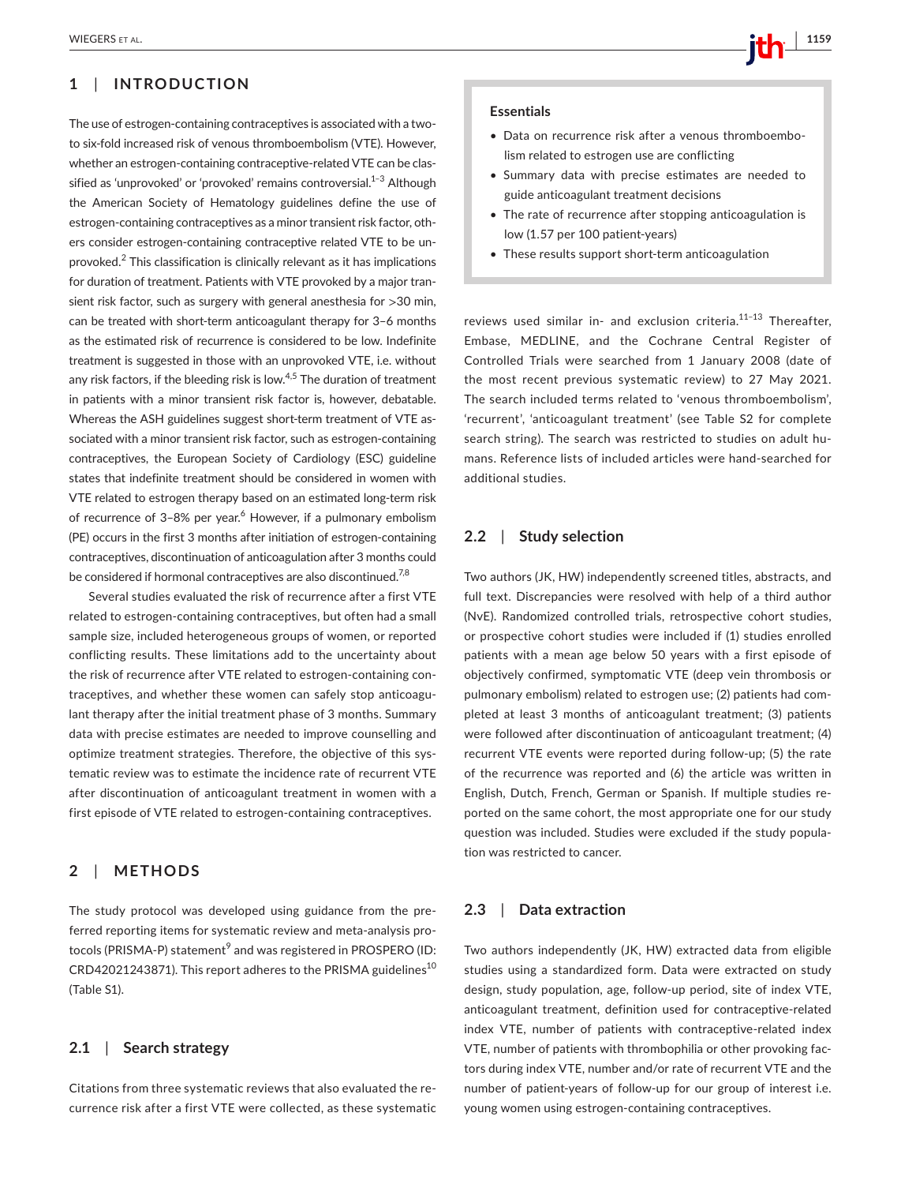## 1 | INTRODUCTION

The use of estrogen-containing contraceptives is associated with a two- to six-fold increased risk of venous thromboembolism (VTE). However, whether an estrogen-containing contraceptive-related VTE can be classified as 'unprovoked' or 'provoked' remains controversial.[1–3] Although the American Society of Hematology guidelines define the use of estrogen-containing contraceptives as a minor transient risk factor, others consider estrogen-containing contraceptive related VTE to be unprovoked.[2] This classification is clinically relevant as it has implications for duration of treatment. Patients with VTE provoked by a major transient risk factor, such as surgery with general anesthesia for >30 min, can be treated with short-term anticoagulant therapy for 3–6 months as the estimated risk of recurrence is considered to be low. Indefinite treatment is suggested in those with an unprovoked VTE, i.e. without any risk factors, if the bleeding risk is low.[4,5] The duration of treatment in patients with a minor transient risk factor is, however, debatable. Whereas the ASH guidelines suggest short-term treatment of VTE associated with a minor transient risk factor, such as estrogen-containing contraceptives, the European Society of Cardiology (ESC) guideline states that indefinite treatment should be considered in women with VTE related to estrogen therapy based on an estimated long-term risk of recurrence of 3–8% per year.[6] However, if a pulmonary embolism (PE) occurs in the first 3 months after initiation of estrogen-containing contraceptives, discontinuation of anticoagulation after 3 months could be considered if hormonal contraceptives are also discontinued.[7,8]

Several studies evaluated the risk of recurrence after a first VTE related to estrogen-containing contraceptives, but often had a small sample size, included heterogeneous groups of women, or reported conflicting results. These limitations add to the uncertainty about the risk of recurrence after VTE related to estrogen-containing contraceptives, and whether these women can safely stop anticoagulant therapy after the initial treatment phase of 3 months. Summary data with precise estimates are needed to improve counselling and optimize treatment strategies. Therefore, the objective of this systematic review was to estimate the incidence rate of recurrent VTE after discontinuation of anticoagulant treatment in women with a first episode of VTE related to estrogen-containing contraceptives.

## 2 | METHODS

The study protocol was developed using guidance from the preferred reporting items for systematic review and meta-analysis protocols (PRISMA-P) statement[9] and was registered in PROSPERO (ID: CRD42021243871). This report adheres to the PRISMA guidelines[10] (Table S1).

### 2.1 | Search strategy

Citations from three systematic reviews that also evaluated the recurrence risk after a first VTE were collected, as these systematic reviews used similar in- and exclusion criteria.[11–13] Thereafter, Embase, MEDLINE, and the Cochrane Central Register of Controlled Trials were searched from 1 January 2008 (date of the most recent previous systematic review) to 27 May 2021. The search included terms related to 'venous thromboembolism', 'recurrent', 'anticoagulant treatment' (see Table S2 for complete search string). The search was restricted to studies on adult humans. Reference lists of included articles were hand-searched for additional studies.

> **Essentials**
>
> - Data on recurrence risk after a venous thromboembolism related to estrogen use are conflicting
> - Summary data with precise estimates are needed to guide anticoagulant treatment decisions
> - The rate of recurrence after stopping anticoagulation is low (1.57 per 100 patient-years)
> - These results support short-term anticoagulation

### 2.2 | Study selection

Two authors (JK, HW) independently screened titles, abstracts, and full text. Discrepancies were resolved with help of a third author (NvE). Randomized controlled trials, retrospective cohort studies, or prospective cohort studies were included if (1) studies enrolled patients with a mean age below 50 years with a first episode of objectively confirmed, symptomatic VTE (deep vein thrombosis or pulmonary embolism) related to estrogen use; (2) patients had completed at least 3 months of anticoagulant treatment; (3) patients were followed after discontinuation of anticoagulant treatment; (4) recurrent VTE events were reported during follow-up; (5) the rate of the recurrence was reported and (6) the article was written in English, Dutch, French, German or Spanish. If multiple studies reported on the same cohort, the most appropriate one for our study question was included. Studies were excluded if the study population was restricted to cancer.

### 2.3 | Data extraction

Two authors independently (JK, HW) extracted data from eligible studies using a standardized form. Data were extracted on study design, study population, age, follow-up period, site of index VTE, anticoagulant treatment, definition used for contraceptive-related index VTE, number of patients with contraceptive-related index VTE, number of patients with thrombophilia or other provoking factors during index VTE, number and/or rate of recurrent VTE and the number of patient-years of follow-up for our group of interest i.e. young women using estrogen-containing contraceptives.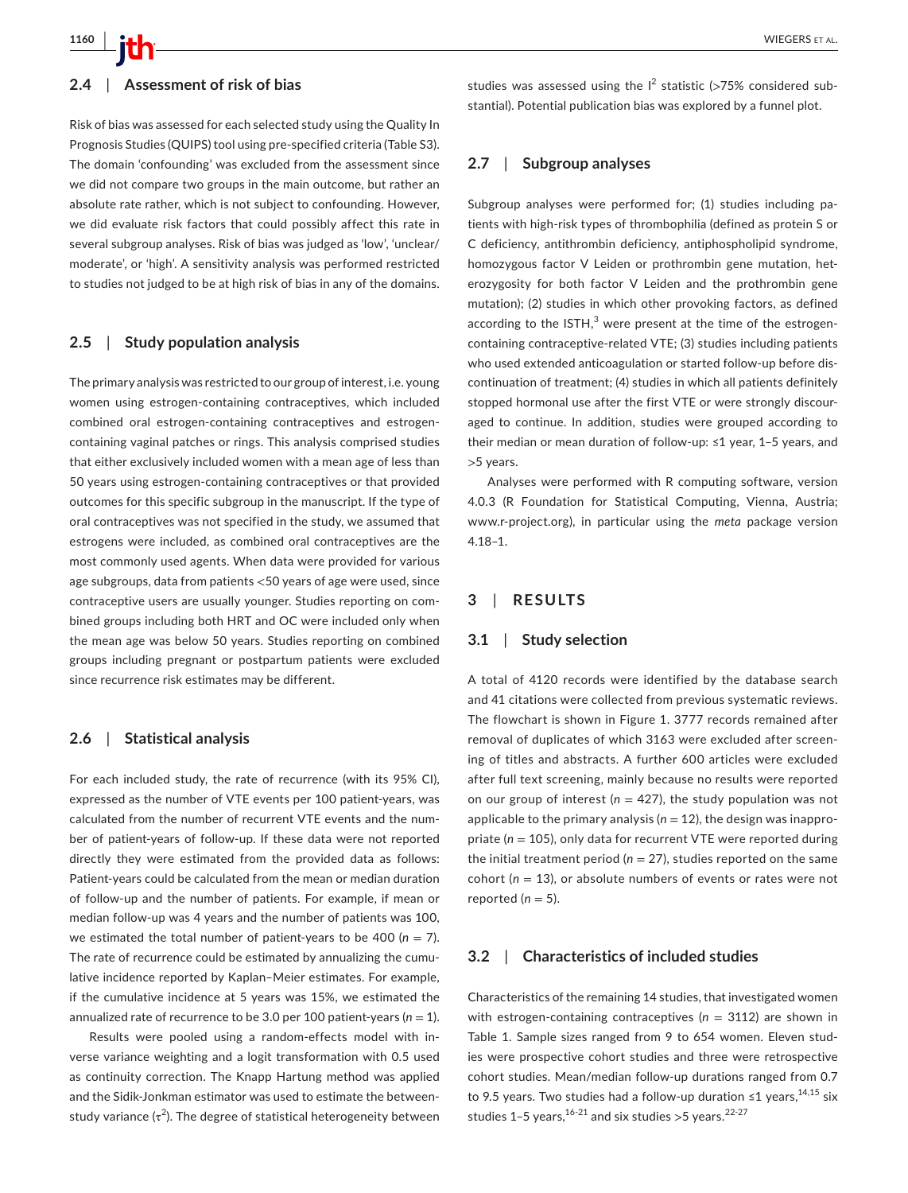## 2.4 | Assessment of risk of bias

Risk of bias was assessed for each selected study using the Quality In Prognosis Studies (QUIPS) tool using pre-specified criteria (Table S3). The domain 'confounding' was excluded from the assessment since we did not compare two groups in the main outcome, but rather an absolute rate rather, which is not subject to confounding. However, we did evaluate risk factors that could possibly affect this rate in several subgroup analyses. Risk of bias was judged as 'low', 'unclear/moderate', or 'high'. A sensitivity analysis was performed restricted to studies not judged to be at high risk of bias in any of the domains.

## 2.5 | Study population analysis

The primary analysis was restricted to our group of interest, i.e. young women using estrogen-containing contraceptives, which included combined oral estrogen-containing contraceptives and estrogen-containing vaginal patches or rings. This analysis comprised studies that either exclusively included women with a mean age of less than 50 years using estrogen-containing contraceptives or that provided outcomes for this specific subgroup in the manuscript. If the type of oral contraceptives was not specified in the study, we assumed that estrogens were included, as combined oral contraceptives are the most commonly used agents. When data were provided for various age subgroups, data from patients <50 years of age were used, since contraceptive users are usually younger. Studies reporting on combined groups including both HRT and OC were included only when the mean age was below 50 years. Studies reporting on combined groups including pregnant or postpartum patients were excluded since recurrence risk estimates may be different.

## 2.6 | Statistical analysis

For each included study, the rate of recurrence (with its 95% CI), expressed as the number of VTE events per 100 patient-years, was calculated from the number of recurrent VTE events and the number of patient-years of follow-up. If these data were not reported directly they were estimated from the provided data as follows: Patient-years could be calculated from the mean or median duration of follow-up and the number of patients. For example, if mean or median follow-up was 4 years and the number of patients was 100, we estimated the total number of patient-years to be 400 ($n$ = 7). The rate of recurrence could be estimated by annualizing the cumulative incidence reported by Kaplan–Meier estimates. For example, if the cumulative incidence at 5 years was 15%, we estimated the annualized rate of recurrence to be 3.0 per 100 patient-years ($n$ = 1).

Results were pooled using a random-effects model with inverse variance weighting and a logit transformation with 0.5 used as continuity correction. The Knapp Hartung method was applied and the Sidik-Jonkman estimator was used to estimate the between-study variance ($\tau^2$). The degree of statistical heterogeneity between studies was assessed using the $I^2$ statistic (>75% considered substantial). Potential publication bias was explored by a funnel plot.

## 2.7 | Subgroup analyses

Subgroup analyses were performed for; (1) studies including patients with high-risk types of thrombophilia (defined as protein S or C deficiency, antithrombin deficiency, antiphospholipid syndrome, homozygous factor V Leiden or prothrombin gene mutation, heterozygosity for both factor V Leiden and the prothrombin gene mutation); (2) studies in which other provoking factors, as defined according to the ISTH,[3] were present at the time of the estrogen-containing contraceptive-related VTE; (3) studies including patients who used extended anticoagulation or started follow-up before discontinuation of treatment; (4) studies in which all patients definitely stopped hormonal use after the first VTE or were strongly discouraged to continue. In addition, studies were grouped according to their median or mean duration of follow-up: ≤1 year, 1–5 years, and >5 years.

Analyses were performed with R computing software, version 4.0.3 (R Foundation for Statistical Computing, Vienna, Austria; www.r-project.org), in particular using the *meta* package version 4.18–1.

# 3 | RESULTS

## 3.1 | Study selection

A total of 4120 records were identified by the database search and 41 citations were collected from previous systematic reviews. The flowchart is shown in Figure 1. 3777 records remained after removal of duplicates of which 3163 were excluded after screening of titles and abstracts. A further 600 articles were excluded after full text screening, mainly because no results were reported on our group of interest ($n$ = 427), the study population was not applicable to the primary analysis ($n$ = 12), the design was inappropriate ($n$ = 105), only data for recurrent VTE were reported during the initial treatment period ($n$ = 27), studies reported on the same cohort ($n$ = 13), or absolute numbers of events or rates were not reported ($n$ = 5).

## 3.2 | Characteristics of included studies

Characteristics of the remaining 14 studies, that investigated women with estrogen-containing contraceptives ($n$ = 3112) are shown in Table 1. Sample sizes ranged from 9 to 654 women. Eleven studies were prospective cohort studies and three were retrospective cohort studies. Mean/median follow-up durations ranged from 0.7 to 9.5 years. Two studies had a follow-up duration ≤1 years,[14,15] six studies 1–5 years,[16-21] and six studies >5 years.[22-27]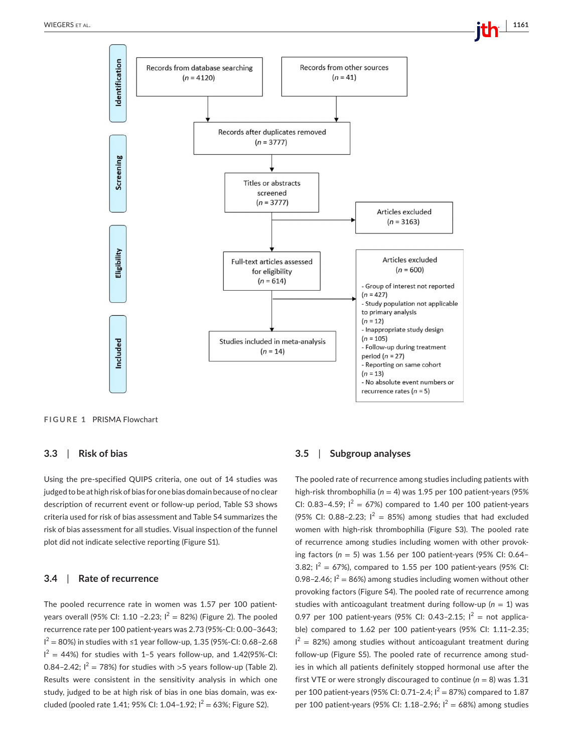**Identification**

Records from database searching ($n$ = 4120)

Records from other sources ($n$ = 41)

Records after duplicates removed ($n$ = 3777)

**Screening**

Titles or abstracts screened ($n$ = 3777)

Articles excluded ($n$ = 3163)

**Eligibility**

Full-text articles assessed for eligibility ($n$ = 614)

Articles excluded ($n$ = 600)

- Group of interest not reported ($n$ = 427)
- Study population not applicable to primary analysis ($n$ = 12)
- Inappropriate study design ($n$ = 105)
- Follow-up during treatment period ($n$ = 27)
- Reporting on same cohort ($n$ = 13)
- No absolute event numbers or recurrence rates ($n$ = 5)

**Included**

Studies included in meta-analysis ($n$ = 14)

FIGURE 1 PRISMA Flowchart

### 3.3 | Risk of bias

Using the pre-specified QUIPS criteria, one out of 14 studies was judged to be at high risk of bias for one bias domain because of no clear description of recurrent event or follow-up period, Table S3 shows criteria used for risk of bias assessment and Table S4 summarizes the risk of bias assessment for all studies. Visual inspection of the funnel plot did not indicate selective reporting (Figure S1).

### 3.4 | Rate of recurrence

The pooled recurrence rate in women was 1.57 per 100 patient-years overall (95% CI: 1.10 –2.23; $I^2$ = 82%) (Figure 2). The pooled recurrence rate per 100 patient-years was 2.73 (95%-CI: 0.00–3643; $I^2$ = 80%) in studies with ≤1 year follow-up, 1.35 (95%-CI: 0.68–2.68 $I^2$ = 44%) for studies with 1–5 years follow-up, and 1.42(95%-CI: 0.84–2.42; $I^2$ = 78%) for studies with >5 years follow-up (Table 2). Results were consistent in the sensitivity analysis in which one study, judged to be at high risk of bias in one bias domain, was excluded (pooled rate 1.41; 95% CI: 1.04–1.92; $I^2$ = 63%; Figure S2).

### 3.5 | Subgroup analyses

The pooled rate of recurrence among studies including patients with high-risk thrombophilia ($n$ = 4) was 1.95 per 100 patient-years (95% CI: 0.83–4.59; $I^2$ = 67%) compared to 1.40 per 100 patient-years (95% CI: 0.88–2.23; $I^2$ = 85%) among studies that had excluded women with high-risk thrombophilia (Figure S3). The pooled rate of recurrence among studies including women with other provoking factors ($n$ = 5) was 1.56 per 100 patient-years (95% CI: 0.64–3.82; $I^2$ = 67%), compared to 1.55 per 100 patient-years (95% CI: 0.98–2.46; $I^2$ = 86%) among studies including women without other provoking factors (Figure S4). The pooled rate of recurrence among studies with anticoagulant treatment during follow-up ($n$ = 1) was 0.97 per 100 patient-years (95% CI: 0.43–2.15; $I^2$ = not applicable) compared to 1.62 per 100 patient-years (95% CI: 1.11–2.35; $I^2$ = 82%) among studies without anticoagulant treatment during follow-up (Figure S5). The pooled rate of recurrence among studies in which all patients definitely stopped hormonal use after the first VTE or were strongly discouraged to continue ($n$ = 8) was 1.31 per 100 patient-years (95% CI: 0.71–2.4; $I^2$ = 87%) compared to 1.87 per 100 patient-years (95% CI: 1.18–2.96; $I^2$ = 68%) among studies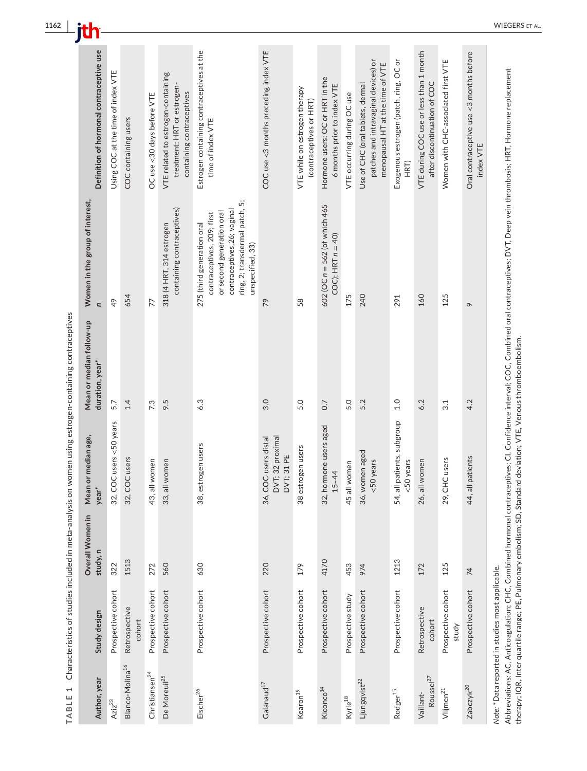TABLE 1 Characteristics of studies included in meta-analysis on women using estrogen-containing contraceptives

| Author, year | Study design | Overall Women in study, n | Mean or median age, year* | Mean or median follow-up duration, year* | Women in the group of interest, n | Definition of hormonal contraceptive use |
|---|---|---|---|---|---|---|
| Aziz[23] | Prospective cohort | 322 | 32, COC users <50 years | 5.7 | 49 | Using COC at the time of index VTE |
| Blanco-Molina[16] | Retrospective cohort | 1513 | 32, COC users | 1.4 | 654 | COC containing users |
| Christiansen[24] | Prospective cohort | 272 | 43, all women | 7.3 | 77 | OC use <30 days before VTE |
| De Moreuil[25] | Prospective cohort | 560 | 33, all women | 9.5 | 318 (4 HRT, 314 estrogen containing contraceptives) | VTE related to estrogen-containing treatment: HRT or estrogen-containing contraceptives |
| Eischer[26] | Prospective cohort | 630 | 38, estrogen users | 6.3 | 275 (third generation oral contraceptives, 209; first or second generation oral contraceptives, 26; vaginal ring, 2; transdermal patch, 5; unspecified, 33) | Estrogen containing contraceptives at the time of index VTE |
| Galanaud[17] | Prospective cohort | 220 | 36, COC-users distal DVT; 32 proximal DVT; 31 PE | 3.0 | 79 | COC use <3 months preceding index VTE |
| Kearon[19] | Prospective cohort | 179 | 38 estrogen users | 5.0 | 58 | VTE while on estrogen therapy (contraceptives or HRT) |
| Kiconco[14] | Prospective cohort | 4170 | 32, hormone users aged 15–44 | 0.7 | 602 (OC n = 562 (of which 465 COC); HRT n = 40) | Hormone users: OC or HRT in the 6 months prior to index VTE |
| Kyrle[18] | Prospective study | 453 | 45 all women | 5.0 | 175 | VTE occurring during OC use |
| Ljungqvist[22] | Prospective cohort | 974 | 36, women aged <50 years | 5.2 | 240 | Use of CHC (oral tablets, dermal patches and intravaginal devices) or menopausal HT at the time of VTE |
| Rodger[15] | Prospective cohort | 1213 | 54, all patients, subgroup <50 years | 1.0 | 291 | Exogenous estrogen (patch, ring, OC or HRT) |
| Vaillant-Roussel[27] | Retrospective cohort | 172 | 26, all women | 6.2 | 160 | VTE during COC use or less than 1 month after discontinuation of COC |
| Vlijmen[21] | Prospective cohort study | 125 | 29, CHC users | 3.1 | 125 | Women with CHC-associated first VTE |
| Zabczyk[20] | Prospective cohort | 74 | 44, all patients | 4.2 | 9 | Oral contraceptive use <3 months before index VTE |

*Note:* *Data reported in studies most applicable.

Abbreviations: AC, Anticoagulation; CHC, Combined hormonal contraceptives; CI, Confidence interval; COC, Combined oral contraceptives; DVT, Deep vein thrombosis; HRT, Hormone replacement therapy; IQR, Inter quartile range; PE, Pulmonary embolism; SD, Standard deviation; VTE, Venous thromboembolism.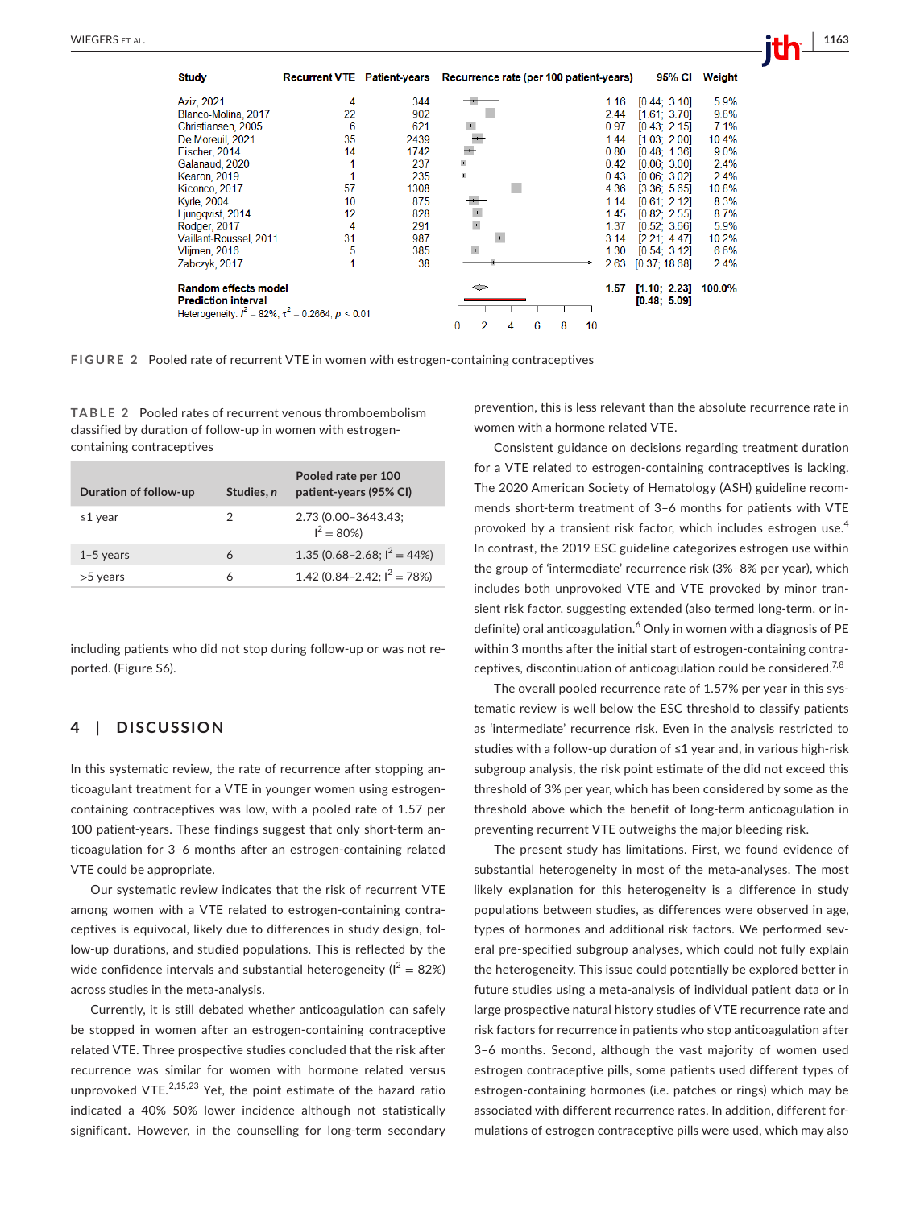| Study | Recurrent VTE | Patient-years | Recurrence rate (per 100 patient-years) | 95% CI | Weight |
|---|---|---|---|---|---|
| Aziz, 2021 | 4 | 344 | 1.16 | [0.44; 3.10] | 5.9% |
| Blanco-Molina, 2017 | 22 | 902 | 2.44 | [1.61; 3.70] | 9.8% |
| Christiansen, 2005 | 6 | 621 | 0.97 | [0.43; 2.15] | 7.1% |
| De Moreuil, 2021 | 35 | 2439 | 1.44 | [1.03; 2.00] | 10.4% |
| Eischer, 2014 | 14 | 1742 | 0.80 | [0.48; 1.36] | 9.0% |
| Galanaud, 2020 | 1 | 237 | 0.42 | [0.06; 3.00] | 2.4% |
| Kearon, 2019 | 1 | 235 | 0.43 | [0.06; 3.02] | 2.4% |
| Kiconco, 2017 | 57 | 1308 | 4.36 | [3.36; 5.65] | 10.8% |
| Kyrle, 2004 | 10 | 875 | 1.14 | [0.61; 2.12] | 8.3% |
| Ljungqvist, 2014 | 12 | 828 | 1.45 | [0.82; 2.55] | 8.7% |
| Rodger, 2017 | 4 | 291 | 1.37 | [0.52; 3.66] | 5.9% |
| Vaillant-Roussel, 2011 | 31 | 987 | 3.14 | [2.21; 4.47] | 10.2% |
| Vlijmen, 2016 | 5 | 385 | 1.30 | [0.54; 3.12] | 6.6% |
| Zabczyk, 2017 | 1 | 38 | 2.63 | [0.37; 18.68] | 2.4% |
| **Random effects model** | | | **1.57** | **[1.10; 2.23]** | **100.0%** |
| **Prediction interval** | | | | **[0.48; 5.09]** | |

Heterogeneity: $I^2 = 82\%$, $\tau^2 = 0.2664$, $p < 0.01$

FIGURE 2 Pooled rate of recurrent VTE in women with estrogen-containing contraceptives

TABLE 2 Pooled rates of recurrent venous thromboembolism classified by duration of follow-up in women with estrogen-containing contraceptives

| Duration of follow-up | Studies, n | Pooled rate per 100 patient-years (95% CI) |
|---|---|---|
| ≤1 year | 2 | 2.73 (0.00–3643.43; $I^2 = 80\%$) |
| 1–5 years | 6 | 1.35 (0.68–2.68; $I^2 = 44\%$) |
| >5 years | 6 | 1.42 (0.84–2.42; $I^2 = 78\%$) |

including patients who did not stop during follow-up or was not reported. (Figure S6).

## 4 | DISCUSSION

In this systematic review, the rate of recurrence after stopping anticoagulant treatment for a VTE in younger women using estrogen-containing contraceptives was low, with a pooled rate of 1.57 per 100 patient-years. These findings suggest that only short-term anticoagulation for 3–6 months after an estrogen-containing related VTE could be appropriate.

Our systematic review indicates that the risk of recurrent VTE among women with a VTE related to estrogen-containing contraceptives is equivocal, likely due to differences in study design, follow-up durations, and studied populations. This is reflected by the wide confidence intervals and substantial heterogeneity ($I^2 = 82\%$) across studies in the meta-analysis.

Currently, it is still debated whether anticoagulation can safely be stopped in women after an estrogen-containing contraceptive related VTE. Three prospective studies concluded that the risk after recurrence was similar for women with hormone related versus unprovoked VTE.[2,15,23] Yet, the point estimate of the hazard ratio indicated a 40%–50% lower incidence although not statistically significant. However, in the counselling for long-term secondary prevention, this is less relevant than the absolute recurrence rate in women with a hormone related VTE.

Consistent guidance on decisions regarding treatment duration for a VTE related to estrogen-containing contraceptives is lacking. The 2020 American Society of Hematology (ASH) guideline recommends short-term treatment of 3–6 months for patients with VTE provoked by a transient risk factor, which includes estrogen use.[4] In contrast, the 2019 ESC guideline categorizes estrogen use within the group of 'intermediate' recurrence risk (3%–8% per year), which includes both unprovoked VTE and VTE provoked by minor transient risk factor, suggesting extended (also termed long-term, or indefinite) oral anticoagulation.[6] Only in women with a diagnosis of PE within 3 months after the initial start of estrogen-containing contraceptives, discontinuation of anticoagulation could be considered.[7,8]

The overall pooled recurrence rate of 1.57% per year in this systematic review is well below the ESC threshold to classify patients as 'intermediate' recurrence risk. Even in the analysis restricted to studies with a follow-up duration of ≤1 year and, in various high-risk subgroup analysis, the risk point estimate of the did not exceed this threshold of 3% per year, which has been considered by some as the threshold above which the benefit of long-term anticoagulation in preventing recurrent VTE outweighs the major bleeding risk.

The present study has limitations. First, we found evidence of substantial heterogeneity in most of the meta-analyses. The most likely explanation for this heterogeneity is a difference in study populations between studies, as differences were observed in age, types of hormones and additional risk factors. We performed several pre-specified subgroup analyses, which could not fully explain the heterogeneity. This issue could potentially be explored better in future studies using a meta-analysis of individual patient data or in large prospective natural history studies of VTE recurrence rate and risk factors for recurrence in patients who stop anticoagulation after 3–6 months. Second, although the vast majority of women used estrogen contraceptive pills, some patients used different types of estrogen-containing hormones (i.e. patches or rings) which may be associated with different recurrence rates. In addition, different formulations of estrogen contraceptive pills were used, which may also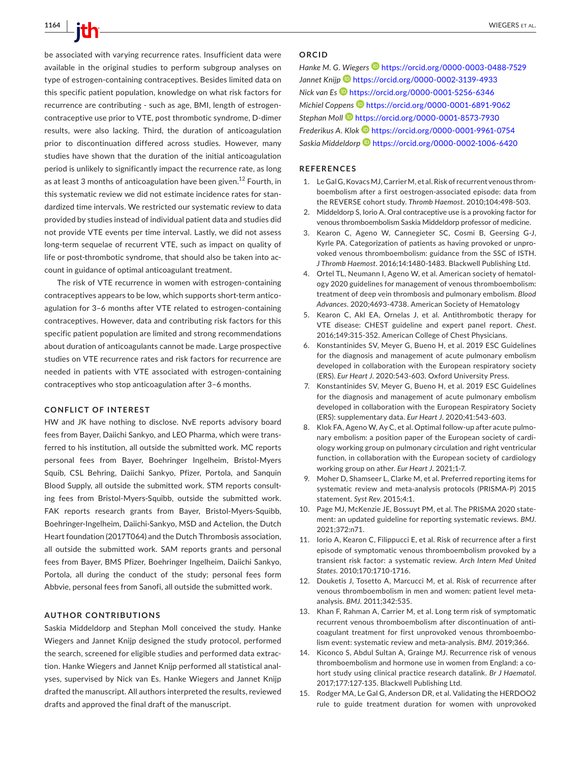be associated with varying recurrence rates. Insufficient data were available in the original studies to perform subgroup analyses on type of estrogen-containing contraceptives. Besides limited data on this specific patient population, knowledge on what risk factors for recurrence are contributing - such as age, BMI, length of estrogen-contraceptive use prior to VTE, post thrombotic syndrome, D-dimer results, were also lacking. Third, the duration of anticoagulation prior to discontinuation differed across studies. However, many studies have shown that the duration of the initial anticoagulation period is unlikely to significantly impact the recurrence rate, as long as at least 3 months of anticoagulation have been given.[12] Fourth, in this systematic review we did not estimate incidence rates for standardized time intervals. We restricted our systematic review to data provided by studies instead of individual patient data and studies did not provide VTE events per time interval. Lastly, we did not assess long-term sequelae of recurrent VTE, such as impact on quality of life or post-thrombotic syndrome, that should also be taken into account in guidance of optimal anticoagulant treatment.

The risk of VTE recurrence in women with estrogen-containing contraceptives appears to be low, which supports short-term anticoagulation for 3–6 months after VTE related to estrogen-containing contraceptives. However, data and contributing risk factors for this specific patient population are limited and strong recommendations about duration of anticoagulants cannot be made. Large prospective studies on VTE recurrence rates and risk factors for recurrence are needed in patients with VTE associated with estrogen-containing contraceptives who stop anticoagulation after 3–6 months.

## CONFLICT OF INTEREST

HW and JK have nothing to disclose. NvE reports advisory board fees from Bayer, Daiichi Sankyo, and LEO Pharma, which were transferred to his institution, all outside the submitted work. MC reports personal fees from Bayer, Boehringer Ingelheim, Bristol-Myers Squib, CSL Behring, Daiichi Sankyo, Pfizer, Portola, and Sanquin Blood Supply, all outside the submitted work. STM reports consulting fees from Bristol-Myers-Squibb, outside the submitted work. FAK reports research grants from Bayer, Bristol-Myers-Squibb, Boehringer-Ingelheim, Daiichi-Sankyo, MSD and Actelion, the Dutch Heart foundation (2017T064) and the Dutch Thrombosis association, all outside the submitted work. SAM reports grants and personal fees from Bayer, BMS Pfizer, Boehringer Ingelheim, Daiichi Sankyo, Portola, all during the conduct of the study; personal fees form Abbvie, personal fees from Sanofi, all outside the submitted work.

## AUTHOR CONTRIBUTIONS

Saskia Middeldorp and Stephan Moll conceived the study. Hanke Wiegers and Jannet Knijp designed the study protocol, performed the search, screened for eligible studies and performed data extraction. Hanke Wiegers and Jannet Knijp performed all statistical analyses, supervised by Nick van Es. Hanke Wiegers and Jannet Knijp drafted the manuscript. All authors interpreted the results, reviewed drafts and approved the final draft of the manuscript.

## ORCID

*Hanke M. G. Wiegers* https://orcid.org/0000-0003-0488-7529
*Jannet Knijp* https://orcid.org/0000-0002-3139-4933
*Nick van Es* https://orcid.org/0000-0001-5256-6346
*Michiel Coppens* https://orcid.org/0000-0001-6891-9062
*Stephan Moll* https://orcid.org/0000-0001-8573-7930
*Frederikus A. Klok* https://orcid.org/0000-0001-9961-0754
*Saskia Middeldorp* https://orcid.org/0000-0002-1006-6420

## REFERENCES

1. Le Gal G, Kovacs MJ, Carrier M, et al. Risk of recurrent venous thromboembolism after a first oestrogen-associated episode: data from the REVERSE cohort study. *Thromb Haemost*. 2010;104:498-503.
2. Middeldorp S, Iorio A. Oral contraceptive use is a provoking factor for venous thromboembolism Saskia Middeldorp professor of medicine.
3. Kearon C, Ageno W, Cannegieter SC, Cosmi B, Geersing G-J, Kyrle PA. Categorization of patients as having provoked or unprovoked venous thromboembolism: guidance from the SSC of ISTH. *J Thromb Haemost*. 2016;14:1480-1483. Blackwell Publishing Ltd.
4. Ortel TL, Neumann I, Ageno W, et al. American society of hematology 2020 guidelines for management of venous thromboembolism: treatment of deep vein thrombosis and pulmonary embolism. *Blood Advances*. 2020;4693-4738. American Society of Hematology
5. Kearon C, Akl EA, Ornelas J, et al. Antithrombotic therapy for VTE disease: CHEST guideline and expert panel report. *Chest*. 2016;149:315-352. American College of Chest Physicians.
6. Konstantinides SV, Meyer G, Bueno H, et al. 2019 ESC Guidelines for the diagnosis and management of acute pulmonary embolism developed in collaboration with the European respiratory society (ERS). *Eur Heart J*. 2020:543-603. Oxford University Press.
7. Konstantinides SV, Meyer G, Bueno H, et al. 2019 ESC Guidelines for the diagnosis and management of acute pulmonary embolism developed in collaboration with the European Respiratory Society (ERS): supplementary data. *Eur Heart J*. 2020;41:543-603.
8. Klok FA, Ageno W, Ay C, et al. Optimal follow-up after acute pulmonary embolism: a position paper of the European society of cardiology working group on pulmonary circulation and right ventricular function, in collaboration with the European society of cardiology working group on ather. *Eur Heart J*. 2021;1-7.
9. Moher D, Shamseer L, Clarke M, et al. Preferred reporting items for systematic review and meta-analysis protocols (PRISMA-P) 2015 statement. *Syst Rev*. 2015;4:1.
10. Page MJ, McKenzie JE, Bossuyt PM, et al. The PRISMA 2020 statement: an updated guideline for reporting systematic reviews. *BMJ*. 2021;372:n71.
11. Iorio A, Kearon C, Filippucci E, et al. Risk of recurrence after a first episode of symptomatic venous thromboembolism provoked by a transient risk factor: a systematic review. *Arch Intern Med United States*. 2010;170:1710-1716.
12. Douketis J, Tosetto A, Marcucci M, et al. Risk of recurrence after venous thromboembolism in men and women: patient level meta-analysis. *BMJ*. 2011;342:535.
13. Khan F, Rahman A, Carrier M, et al. Long term risk of symptomatic recurrent venous thromboembolism after discontinuation of anticoagulant treatment for first unprovoked venous thromboembolism event: systematic review and meta-analysis. *BMJ*. 2019;366.
14. Kiconco S, Abdul Sultan A, Grainge MJ. Recurrence risk of venous thromboembolism and hormone use in women from England: a cohort study using clinical practice research datalink. *Br J Haematol*. 2017;177:127-135. Blackwell Publishing Ltd.
15. Rodger MA, Le Gal G, Anderson DR, et al. Validating the HERDOO2 rule to guide treatment duration for women with unprovoked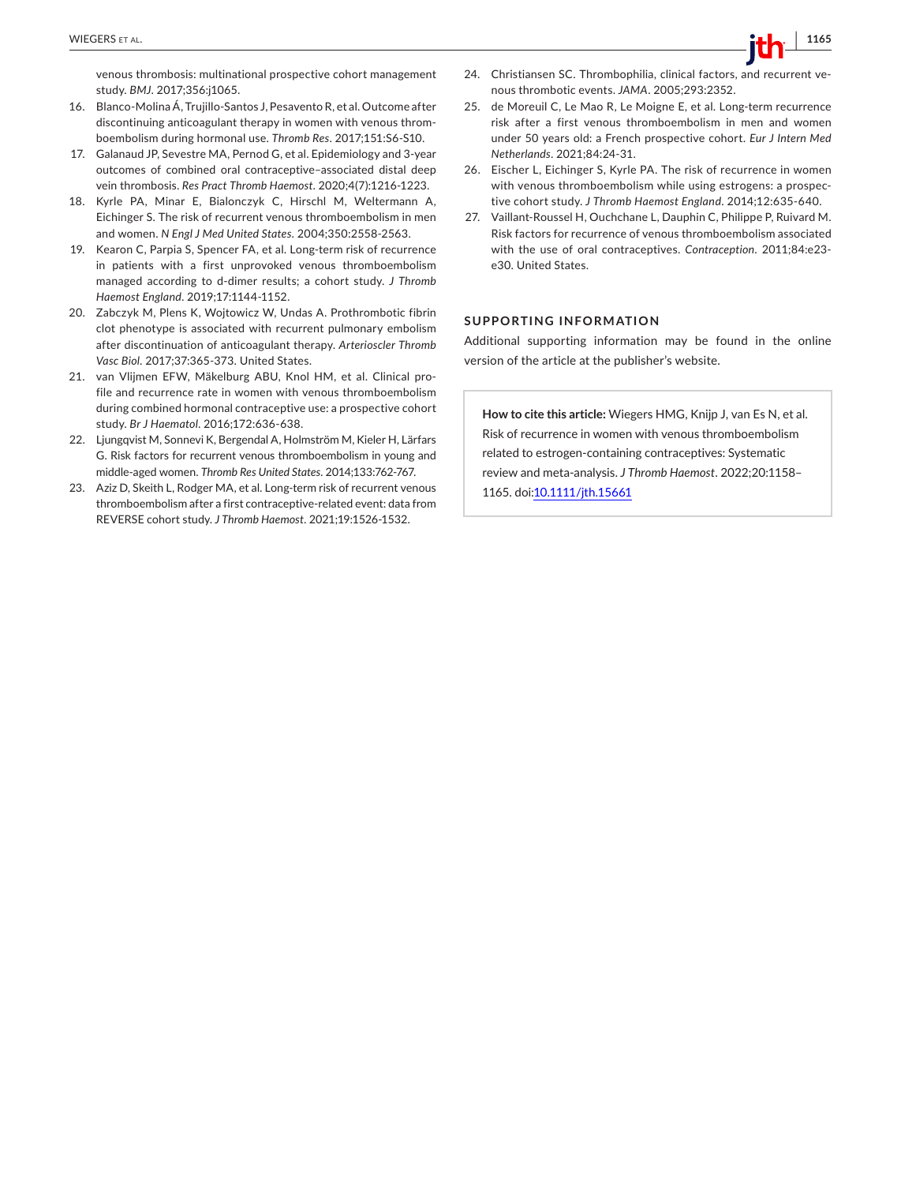venous thrombosis: multinational prospective cohort management study. *BMJ*. 2017;356:j1065.

16. Blanco-Molina Á, Trujillo-Santos J, Pesavento R, et al. Outcome after discontinuing anticoagulant therapy in women with venous thromboembolism during hormonal use. *Thromb Res*. 2017;151:S6-S10.
17. Galanaud JP, Sevestre MA, Pernod G, et al. Epidemiology and 3-year outcomes of combined oral contraceptive–associated distal deep vein thrombosis. *Res Pract Thromb Haemost*. 2020;4(7):1216-1223.
18. Kyrle PA, Minar E, Bialonczyk C, Hirschl M, Weltermann A, Eichinger S. The risk of recurrent venous thromboembolism in men and women. *N Engl J Med United States*. 2004;350:2558-2563.
19. Kearon C, Parpia S, Spencer FA, et al. Long-term risk of recurrence in patients with a first unprovoked venous thromboembolism managed according to d-dimer results; a cohort study. *J Thromb Haemost England*. 2019;17:1144-1152.
20. Zabczyk M, Plens K, Wojtowicz W, Undas A. Prothrombotic fibrin clot phenotype is associated with recurrent pulmonary embolism after discontinuation of anticoagulant therapy. *Arterioscler Thromb Vasc Biol*. 2017;37:365-373. United States.
21. van Vlijmen EFW, Mäkelburg ABU, Knol HM, et al. Clinical profile and recurrence rate in women with venous thromboembolism during combined hormonal contraceptive use: a prospective cohort study. *Br J Haematol*. 2016;172:636-638.
22. Ljungqvist M, Sonnevi K, Bergendal A, Holmström M, Kieler H, Lärfars G. Risk factors for recurrent venous thromboembolism in young and middle-aged women. *Thromb Res United States*. 2014;133:762-767.
23. Aziz D, Skeith L, Rodger MA, et al. Long-term risk of recurrent venous thromboembolism after a first contraceptive-related event: data from REVERSE cohort study. *J Thromb Haemost*. 2021;19:1526-1532.
24. Christiansen SC. Thrombophilia, clinical factors, and recurrent venous thrombotic events. *JAMA*. 2005;293:2352.
25. de Moreuil C, Le Mao R, Le Moigne E, et al. Long-term recurrence risk after a first venous thromboembolism in men and women under 50 years old: a French prospective cohort. *Eur J Intern Med Netherlands*. 2021;84:24-31.
26. Eischer L, Eichinger S, Kyrle PA. The risk of recurrence in women with venous thromboembolism while using estrogens: a prospective cohort study. *J Thromb Haemost England*. 2014;12:635-640.
27. Vaillant-Roussel H, Ouchchane L, Dauphin C, Philippe P, Ruivard M. Risk factors for recurrence of venous thromboembolism associated with the use of oral contraceptives. *Contraception*. 2011;84:e23-e30. United States.

## SUPPORTING INFORMATION

Additional supporting information may be found in the online version of the article at the publisher's website.

**How to cite this article:** Wiegers HMG, Knijp J, van Es N, et al. Risk of recurrence in women with venous thromboembolism related to estrogen-containing contraceptives: Systematic review and meta-analysis. *J Thromb Haemost*. 2022;20:1158–1165. doi:10.1111/jth.15661